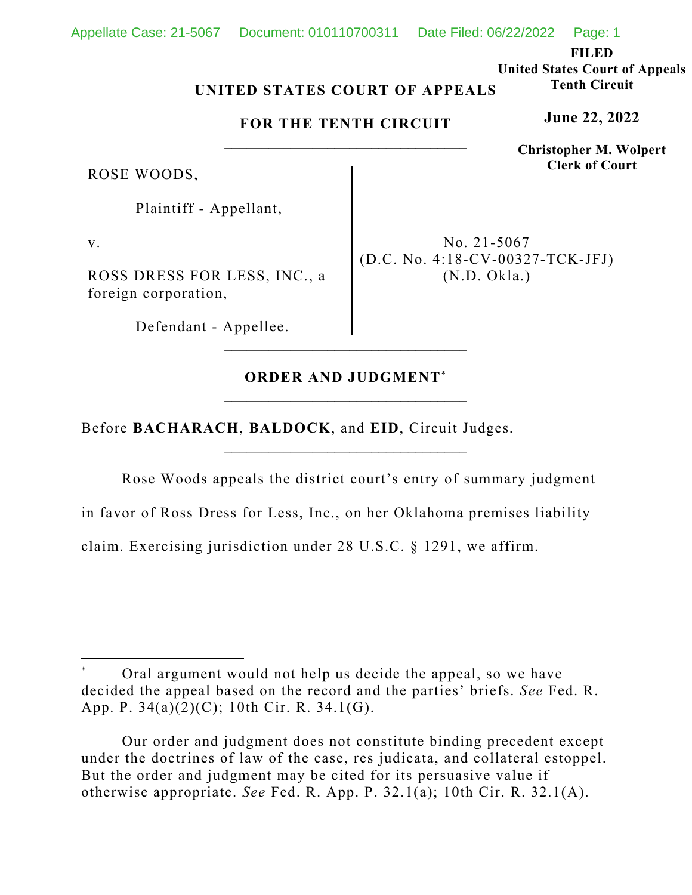FILED
United States Court of Appeals
Tenth Circuit

**June 22, 2022**

**Christopher M. Wolpert**
**Clerk of Court**

**UNITED STATES COURT OF APPEALS**

**FOR THE TENTH CIRCUIT**

---

ROSE WOODS,

Plaintiff - Appellant,

v.

ROSS DRESS FOR LESS, INC., a foreign corporation,

Defendant - Appellee.

No. 21-5067
(D.C. No. 4:18-CV-00327-TCK-JFJ)
(N.D. Okla.)

---

**ORDER AND JUDGMENT***

---

Before **BACHARACH**, **BALDOCK**, and **EID**, Circuit Judges.

---

Rose Woods appeals the district court's entry of summary judgment in favor of Ross Dress for Less, Inc., on her Oklahoma premises liability claim. Exercising jurisdiction under 28 U.S.C. § 1291, we affirm.

---

\* Oral argument would not help us decide the appeal, so we have decided the appeal based on the record and the parties' briefs. *See* Fed. R. App. P. 34(a)(2)(C); 10th Cir. R. 34.1(G).

Our order and judgment does not constitute binding precedent except under the doctrines of law of the case, res judicata, and collateral estoppel. But the order and judgment may be cited for its persuasive value if otherwise appropriate. *See* Fed. R. App. P. 32.1(a); 10th Cir. R. 32.1(A).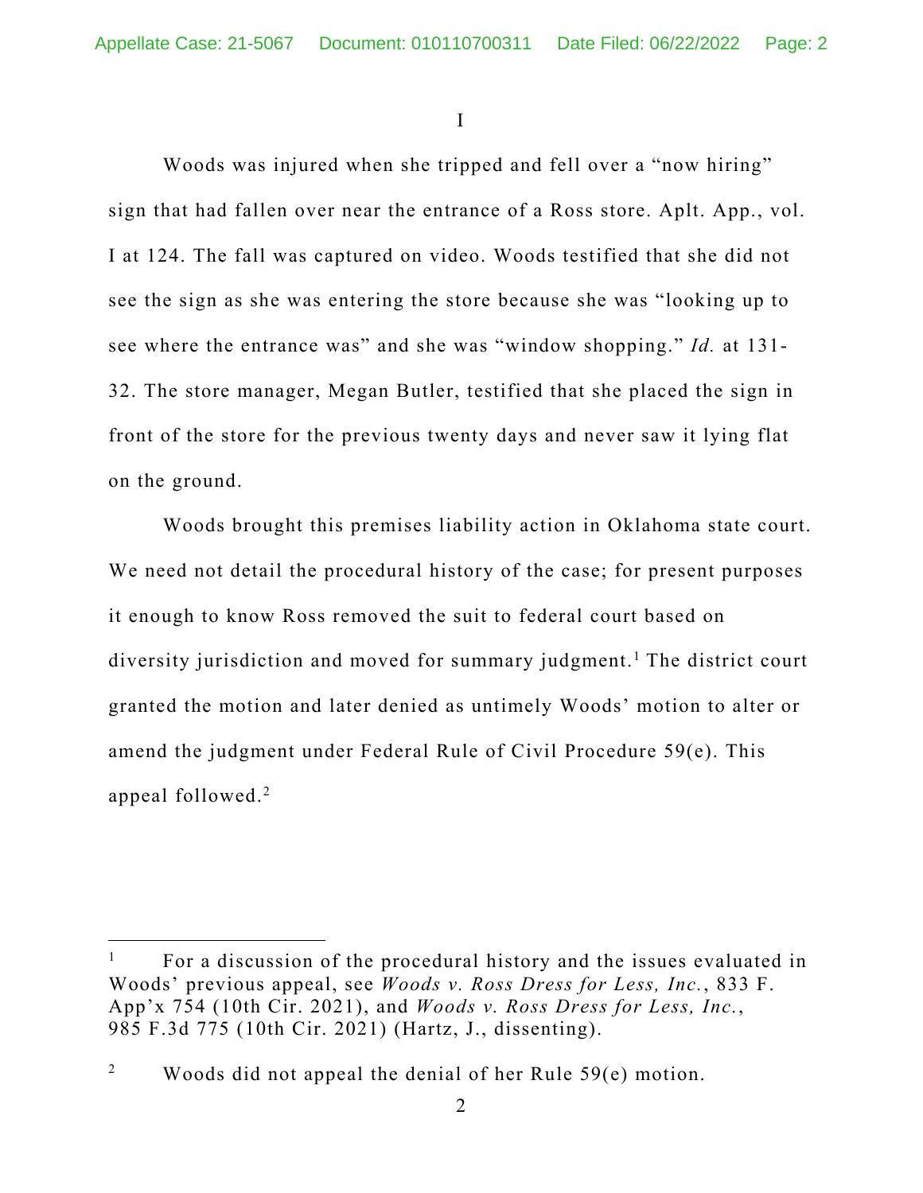I

Woods was injured when she tripped and fell over a "now hiring" sign that had fallen over near the entrance of a Ross store. Aplt. App., vol. I at 124. The fall was captured on video. Woods testified that she did not see the sign as she was entering the store because she was "looking up to see where the entrance was" and she was "window shopping." *Id.* at 131-32. The store manager, Megan Butler, testified that she placed the sign in front of the store for the previous twenty days and never saw it lying flat on the ground.

Woods brought this premises liability action in Oklahoma state court. We need not detail the procedural history of the case; for present purposes it enough to know Ross removed the suit to federal court based on diversity jurisdiction and moved for summary judgment.[1] The district court granted the motion and later denied as untimely Woods' motion to alter or amend the judgment under Federal Rule of Civil Procedure 59(e). This appeal followed.[2]

---

[1] For a discussion of the procedural history and the issues evaluated in Woods' previous appeal, see *Woods v. Ross Dress for Less, Inc.*, 833 F. App'x 754 (10th Cir. 2021), and *Woods v. Ross Dress for Less, Inc.*, 985 F.3d 775 (10th Cir. 2021) (Hartz, J., dissenting).

[2] Woods did not appeal the denial of her Rule 59(e) motion.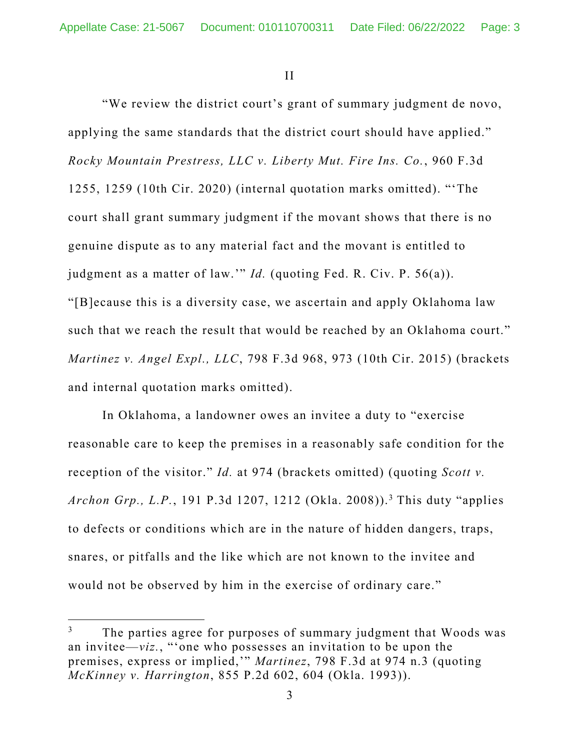II

"We review the district court's grant of summary judgment de novo, applying the same standards that the district court should have applied." *Rocky Mountain Prestress, LLC v. Liberty Mut. Fire Ins. Co.*, 960 F.3d 1255, 1259 (10th Cir. 2020) (internal quotation marks omitted). "'The court shall grant summary judgment if the movant shows that there is no genuine dispute as to any material fact and the movant is entitled to judgment as a matter of law.'" *Id.* (quoting Fed. R. Civ. P. 56(a)). "[B]ecause this is a diversity case, we ascertain and apply Oklahoma law such that we reach the result that would be reached by an Oklahoma court." *Martinez v. Angel Expl., LLC*, 798 F.3d 968, 973 (10th Cir. 2015) (brackets and internal quotation marks omitted).

In Oklahoma, a landowner owes an invitee a duty to "exercise reasonable care to keep the premises in a reasonably safe condition for the reception of the visitor." *Id.* at 974 (brackets omitted) (quoting *Scott v. Archon Grp., L.P.*, 191 P.3d 1207, 1212 (Okla. 2008)).[3] This duty "applies to defects or conditions which are in the nature of hidden dangers, traps, snares, or pitfalls and the like which are not known to the invitee and would not be observed by him in the exercise of ordinary care."

---

[3] The parties agree for purposes of summary judgment that Woods was an invitee—*viz.*, "'one who possesses an invitation to be upon the premises, express or implied,'" *Martinez*, 798 F.3d at 974 n.3 (quoting *McKinney v. Harrington*, 855 P.2d 602, 604 (Okla. 1993)).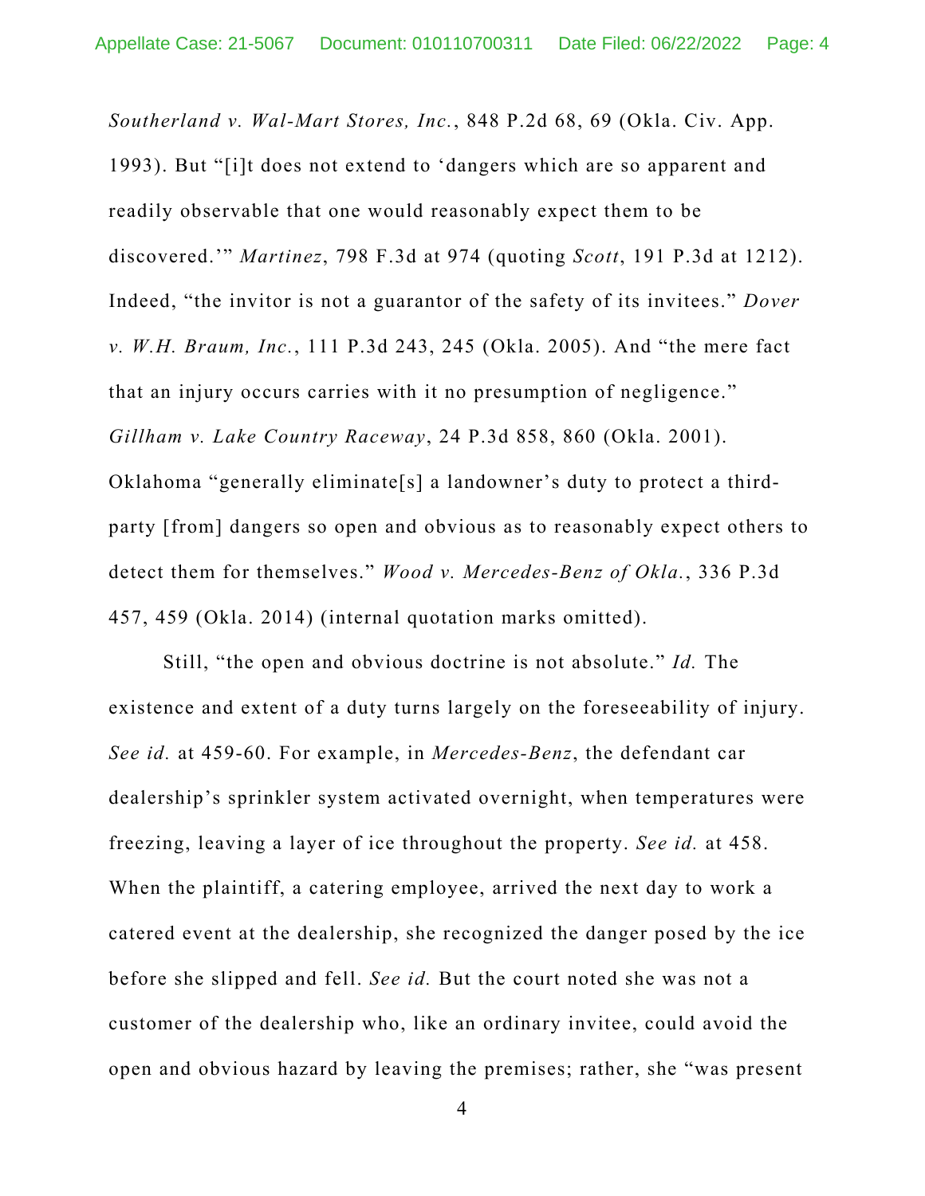*Southerland v. Wal-Mart Stores, Inc.*, 848 P.2d 68, 69 (Okla. Civ. App. 1993). But "[i]t does not extend to 'dangers which are so apparent and readily observable that one would reasonably expect them to be discovered.'" *Martinez*, 798 F.3d at 974 (quoting *Scott*, 191 P.3d at 1212). Indeed, "the invitor is not a guarantor of the safety of its invitees." *Dover v. W.H. Braum, Inc.*, 111 P.3d 243, 245 (Okla. 2005). And "the mere fact that an injury occurs carries with it no presumption of negligence." *Gillham v. Lake Country Raceway*, 24 P.3d 858, 860 (Okla. 2001). Oklahoma "generally eliminate[s] a landowner's duty to protect a third-party [from] dangers so open and obvious as to reasonably expect others to detect them for themselves." *Wood v. Mercedes-Benz of Okla.*, 336 P.3d 457, 459 (Okla. 2014) (internal quotation marks omitted).

Still, "the open and obvious doctrine is not absolute." *Id.* The existence and extent of a duty turns largely on the foreseeability of injury. *See id.* at 459-60. For example, in *Mercedes-Benz*, the defendant car dealership's sprinkler system activated overnight, when temperatures were freezing, leaving a layer of ice throughout the property. *See id.* at 458. When the plaintiff, a catering employee, arrived the next day to work a catered event at the dealership, she recognized the danger posed by the ice before she slipped and fell. *See id.* But the court noted she was not a customer of the dealership who, like an ordinary invitee, could avoid the open and obvious hazard by leaving the premises; rather, she "was present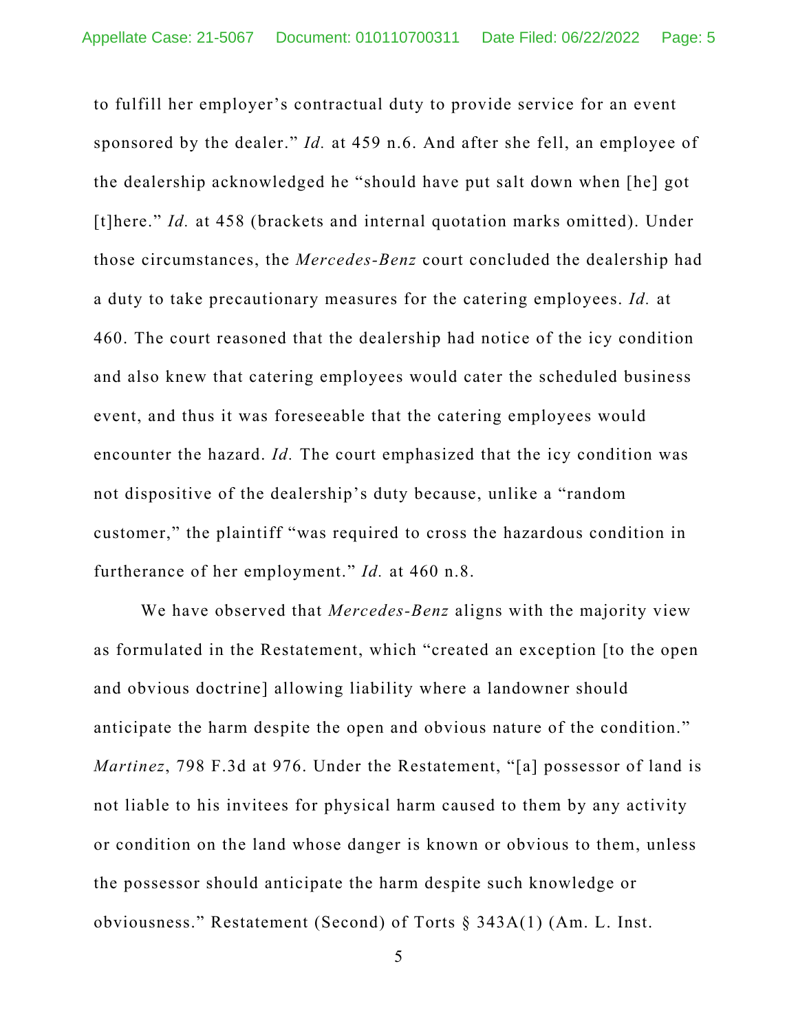to fulfill her employer's contractual duty to provide service for an event sponsored by the dealer." *Id.* at 459 n.6. And after she fell, an employee of the dealership acknowledged he "should have put salt down when [he] got [t]here." *Id.* at 458 (brackets and internal quotation marks omitted). Under those circumstances, the *Mercedes-Benz* court concluded the dealership had a duty to take precautionary measures for the catering employees. *Id.* at 460. The court reasoned that the dealership had notice of the icy condition and also knew that catering employees would cater the scheduled business event, and thus it was foreseeable that the catering employees would encounter the hazard. *Id.* The court emphasized that the icy condition was not dispositive of the dealership's duty because, unlike a "random customer," the plaintiff "was required to cross the hazardous condition in furtherance of her employment." *Id.* at 460 n.8.

We have observed that *Mercedes-Benz* aligns with the majority view as formulated in the Restatement, which "created an exception [to the open and obvious doctrine] allowing liability where a landowner should anticipate the harm despite the open and obvious nature of the condition." *Martinez*, 798 F.3d at 976. Under the Restatement, "[a] possessor of land is not liable to his invitees for physical harm caused to them by any activity or condition on the land whose danger is known or obvious to them, unless the possessor should anticipate the harm despite such knowledge or obviousness." Restatement (Second) of Torts § 343A(1) (Am. L. Inst.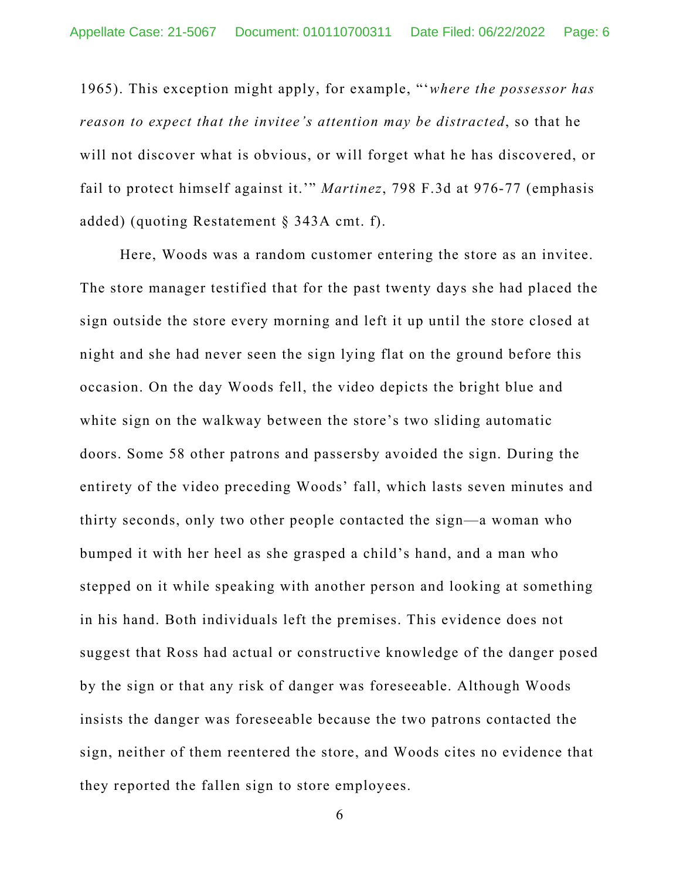1965). This exception might apply, for example, "'*where the possessor has reason to expect that the invitee's attention may be distracted*, so that he will not discover what is obvious, or will forget what he has discovered, or fail to protect himself against it.'" *Martinez*, 798 F.3d at 976-77 (emphasis added) (quoting Restatement § 343A cmt. f).

Here, Woods was a random customer entering the store as an invitee. The store manager testified that for the past twenty days she had placed the sign outside the store every morning and left it up until the store closed at night and she had never seen the sign lying flat on the ground before this occasion. On the day Woods fell, the video depicts the bright blue and white sign on the walkway between the store's two sliding automatic doors. Some 58 other patrons and passersby avoided the sign. During the entirety of the video preceding Woods' fall, which lasts seven minutes and thirty seconds, only two other people contacted the sign—a woman who bumped it with her heel as she grasped a child's hand, and a man who stepped on it while speaking with another person and looking at something in his hand. Both individuals left the premises. This evidence does not suggest that Ross had actual or constructive knowledge of the danger posed by the sign or that any risk of danger was foreseeable. Although Woods insists the danger was foreseeable because the two patrons contacted the sign, neither of them reentered the store, and Woods cites no evidence that they reported the fallen sign to store employees.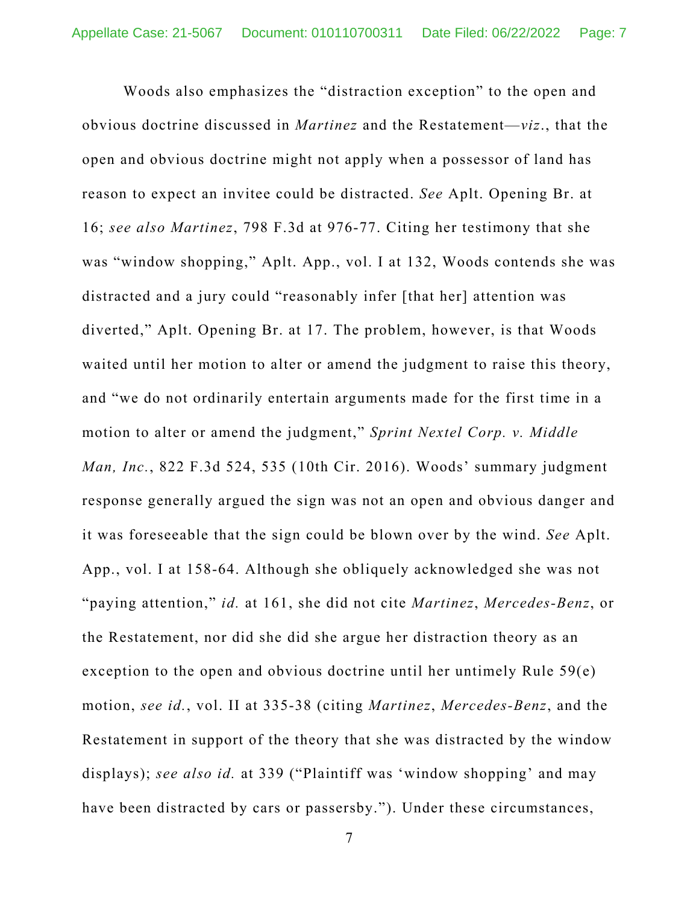Woods also emphasizes the "distraction exception" to the open and obvious doctrine discussed in *Martinez* and the Restatement—*viz.*, that the open and obvious doctrine might not apply when a possessor of land has reason to expect an invitee could be distracted. *See* Aplt. Opening Br. at 16; *see also Martinez*, 798 F.3d at 976-77. Citing her testimony that she was "window shopping," Aplt. App., vol. I at 132, Woods contends she was distracted and a jury could "reasonably infer [that her] attention was diverted," Aplt. Opening Br. at 17. The problem, however, is that Woods waited until her motion to alter or amend the judgment to raise this theory, and "we do not ordinarily entertain arguments made for the first time in a motion to alter or amend the judgment," *Sprint Nextel Corp. v. Middle Man, Inc.*, 822 F.3d 524, 535 (10th Cir. 2016). Woods' summary judgment response generally argued the sign was not an open and obvious danger and it was foreseeable that the sign could be blown over by the wind. *See* Aplt. App., vol. I at 158-64. Although she obliquely acknowledged she was not "paying attention," *id.* at 161, she did not cite *Martinez*, *Mercedes-Benz*, or the Restatement, nor did she did she argue her distraction theory as an exception to the open and obvious doctrine until her untimely Rule 59(e) motion, *see id.*, vol. II at 335-38 (citing *Martinez*, *Mercedes-Benz*, and the Restatement in support of the theory that she was distracted by the window displays); *see also id.* at 339 ("Plaintiff was 'window shopping' and may have been distracted by cars or passersby."). Under these circumstances,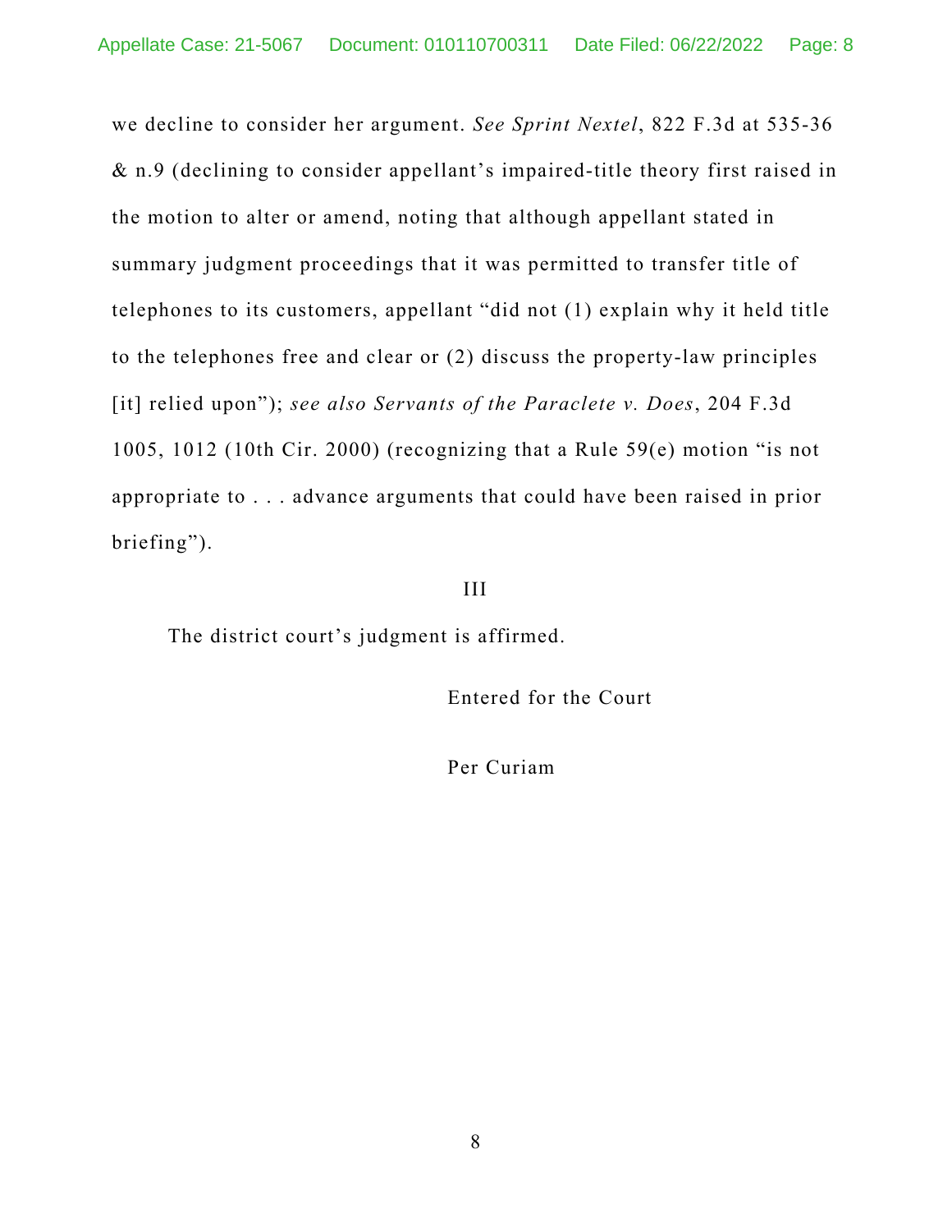we decline to consider her argument. *See Sprint Nextel*, 822 F.3d at 535-36 & n.9 (declining to consider appellant's impaired-title theory first raised in the motion to alter or amend, noting that although appellant stated in summary judgment proceedings that it was permitted to transfer title of telephones to its customers, appellant "did not (1) explain why it held title to the telephones free and clear or (2) discuss the property-law principles [it] relied upon"); *see also Servants of the Paraclete v. Does*, 204 F.3d 1005, 1012 (10th Cir. 2000) (recognizing that a Rule 59(e) motion "is not appropriate to . . . advance arguments that could have been raised in prior briefing").

III

The district court's judgment is affirmed.

Entered for the Court

Per Curiam